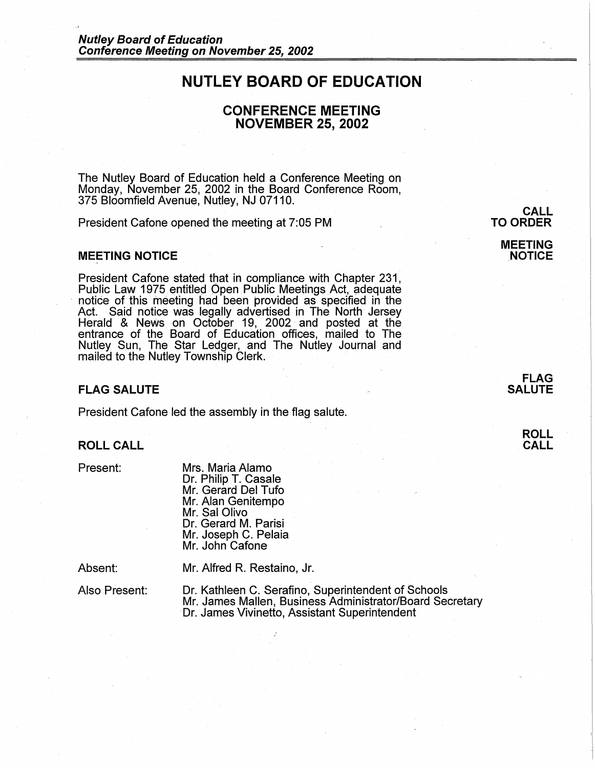# NUTLEY BOARD OF EDUCATION

## CONFERENCE MEETING
## NOVEMBER 25, 2002

The Nutley Board of Education held a Conference Meeting on Monday, November 25, 2002 in the Board Conference Room, 375 Bloomfield Avenue, Nutley, NJ 07110.

**CALL TO ORDER**

President Cafone opened the meeting at 7:05 PM

**MEETING NOTICE**

### MEETING NOTICE

President Cafone stated that in compliance with Chapter 231, Public Law 1975 entitled Open Public Meetings Act, adequate notice of this meeting had been provided as specified in the Act. Said notice was legally advertised in The North Jersey Herald & News on October 19, 2002 and posted at the entrance of the Board of Education offices, mailed to The Nutley Sun, The Star Ledger, and The Nutley Journal and mailed to the Nutley Township Clerk.

**FLAG SALUTE**

### FLAG SALUTE

President Cafone led the assembly in the flag salute.

**ROLL CALL**

### ROLL CALL

Present:

- Mrs. Maria Alamo
- Dr. Philip T. Casale
- Mr. Gerard Del Tufo
- Mr. Alan Genitempo
- Mr. Sal Olivo
- Dr. Gerard M. Parisi
- Mr. Joseph C. Pelaia
- Mr. John Cafone

Absent:

- Mr. Alfred R. Restaino, Jr.

Also Present:

- Dr. Kathleen C. Serafino, Superintendent of Schools
- Mr. James Mallen, Business Administrator/Board Secretary
- Dr. James Vivinetto, Assistant Superintendent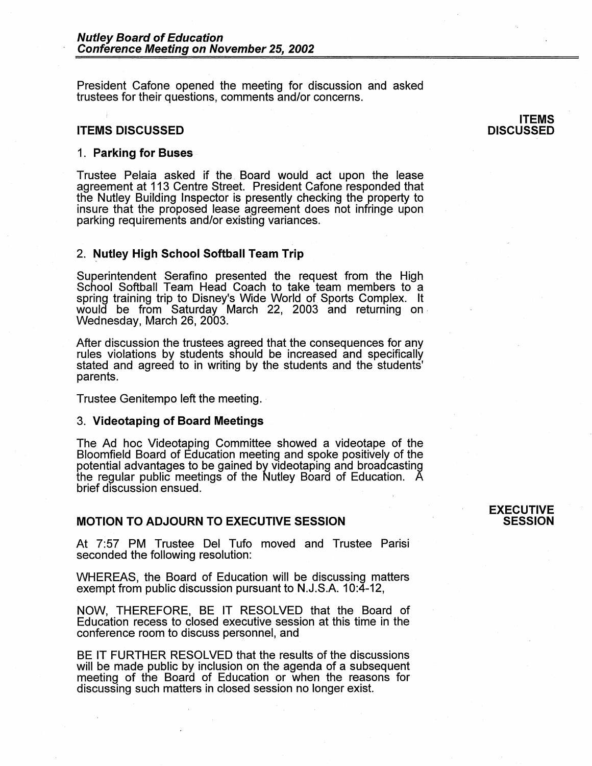President Cafone opened the meeting for discussion and asked trustees for their questions, comments and/or concerns.

## ITEMS DISCUSSED

**ITEMS DISCUSSED**

1. **Parking for Buses**

Trustee Pelaia asked if the Board would act upon the lease agreement at 113 Centre Street. President Cafone responded that the Nutley Building Inspector is presently checking the property to insure that the proposed lease agreement does not infringe upon parking requirements and/or existing variances.

2. **Nutley High School Softball Team Trip**

Superintendent Serafino presented the request from the High School Softball Team Head Coach to take team members to a spring training trip to Disney's Wide World of Sports Complex. It would be from Saturday March 22, 2003 and returning on Wednesday, March 26, 2003.

After discussion the trustees agreed that the consequences for any rules violations by students should be increased and specifically stated and agreed to in writing by the students and the students' parents.

Trustee Genitempo left the meeting.

3. **Videotaping of Board Meetings**

The Ad hoc Videotaping Committee showed a videotape of the Bloomfield Board of Education meeting and spoke positively of the potential advantages to be gained by videotaping and broadcasting the regular public meetings of the Nutley Board of Education. A brief discussion ensued.

## MOTION TO ADJOURN TO EXECUTIVE SESSION

**EXECUTIVE SESSION**

At 7:57 PM Trustee Del Tufo moved and Trustee Parisi seconded the following resolution:

WHEREAS, the Board of Education will be discussing matters exempt from public discussion pursuant to N.J.S.A. 10:4-12,

NOW, THEREFORE, BE IT RESOLVED that the Board of Education recess to closed executive session at this time in the conference room to discuss personnel, and

BE IT FURTHER RESOLVED that the results of the discussions will be made public by inclusion on the agenda of a subsequent meeting of the Board of Education or when the reasons for discussing such matters in closed session no longer exist.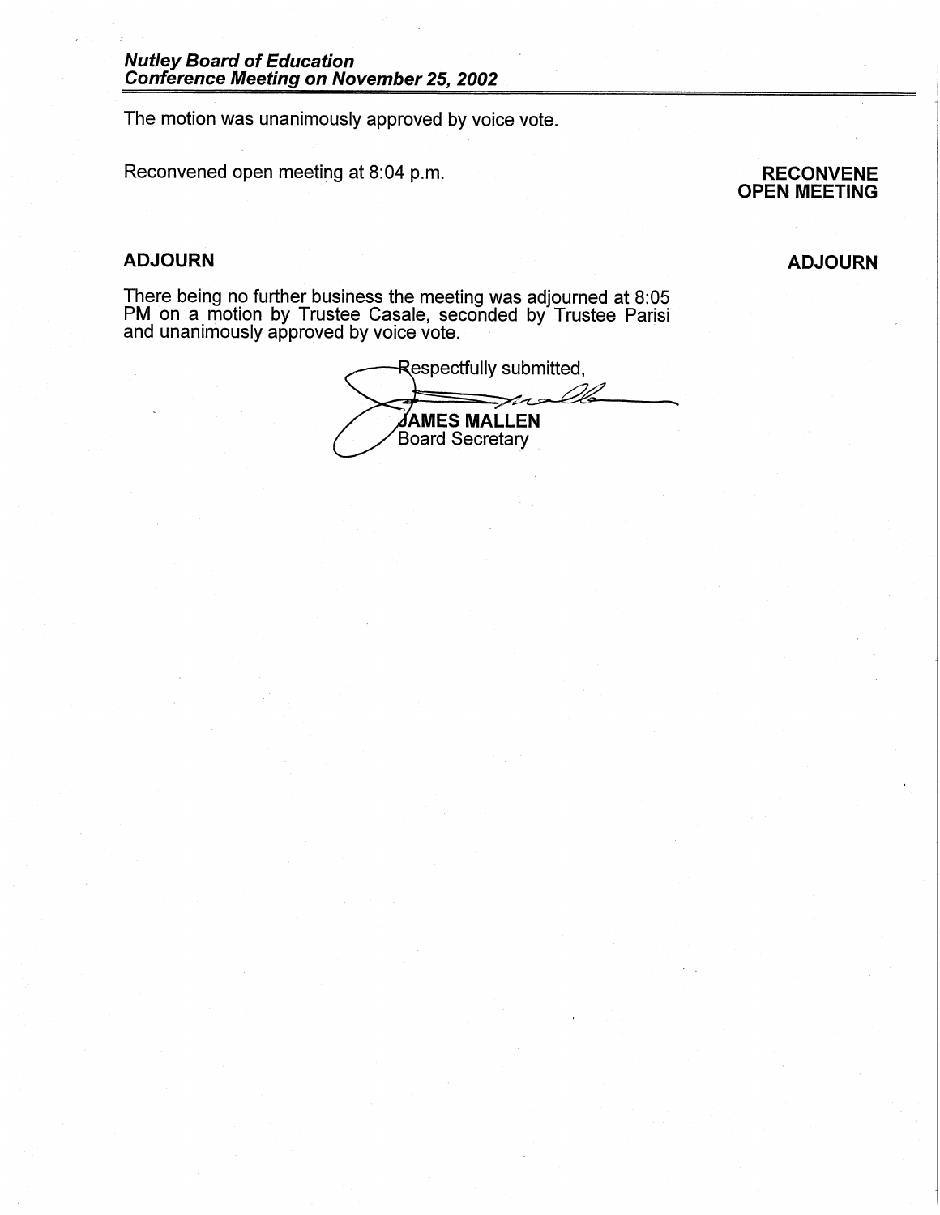The motion was unanimously approved by voice vote.

Reconvened open meeting at 8:04 p.m.

**RECONVENE OPEN MEETING**

## ADJOURN

**ADJOURN**

There being no further business the meeting was adjourned at 8:05 PM on a motion by Trustee Casale, seconded by Trustee Parisi and unanimously approved by voice vote.

Respectfully submitted,

**JAMES MALLEN**
Board Secretary